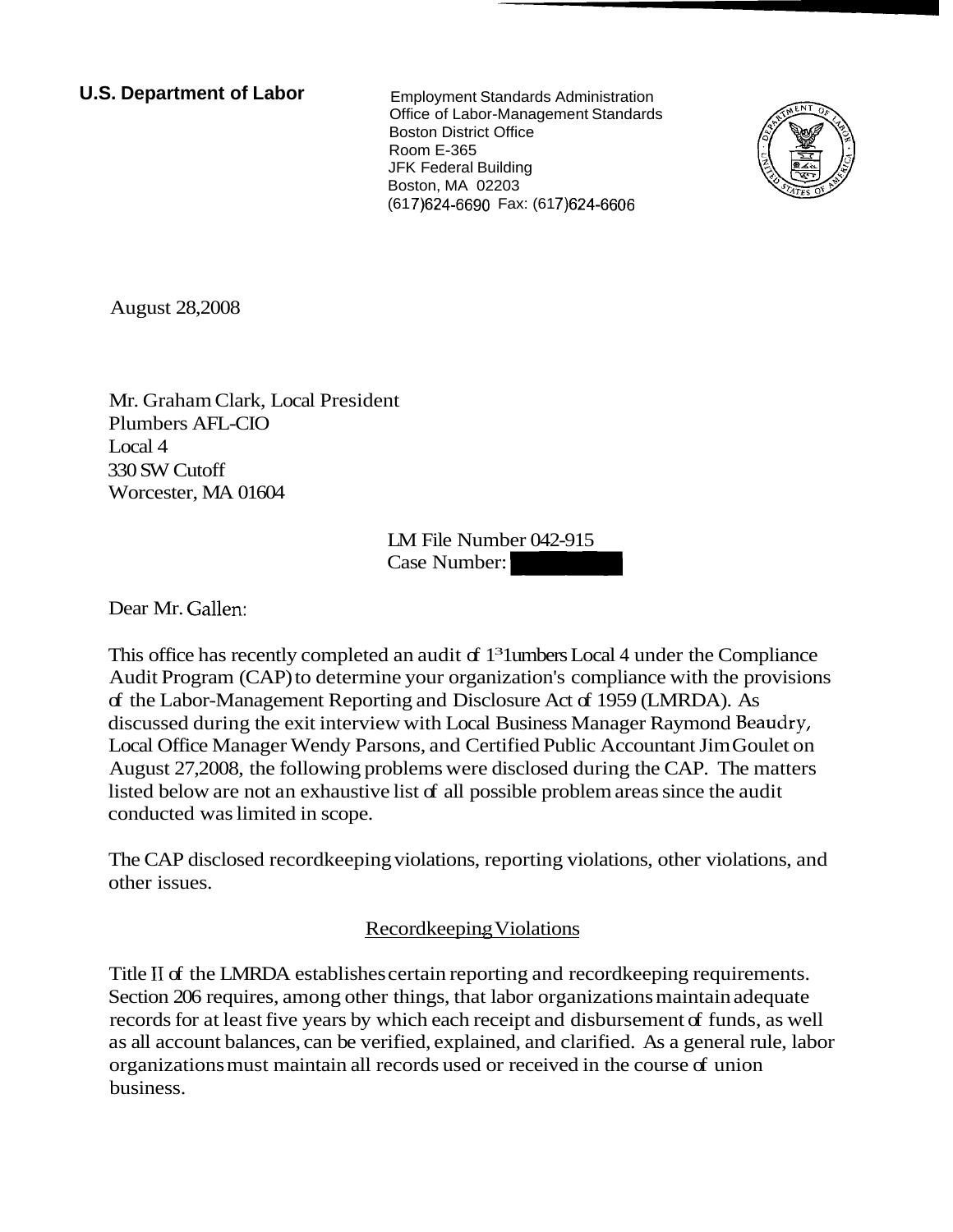**U.S. Department of Labor**

Employment Standards Administration
Office of Labor-Management Standards
Boston District Office
Room E-365
JFK Federal Building
Boston, MA 02203
(617)624-6690 Fax: (617)624-6606

August 28,2008

Mr. Graham Clark, Local President
Plumbers AFL-CIO
Local 4
330 SW Cutoff
Worcester, MA 01604

LM File Number 042-915
Case Number:

Dear Mr. Gallen:

This office has recently completed an audit of 1³1umbers Local 4 under the Compliance Audit Program (CAP) to determine your organization's compliance with the provisions of the Labor-Management Reporting and Disclosure Act of 1959 (LMRDA). As discussed during the exit interview with Local Business Manager Raymond Beaudry, Local Office Manager Wendy Parsons, and Certified Public Accountant Jim Goulet on August 27,2008, the following problems were disclosed during the CAP. The matters listed below are not an exhaustive list of all possible problem areas since the audit conducted was limited in scope.

The CAP disclosed recordkeeping violations, reporting violations, other violations, and other issues.

## Recordkeeping Violations

Title II of the LMRDA establishes certain reporting and recordkeeping requirements. Section 206 requires, among other things, that labor organizations maintain adequate records for at least five years by which each receipt and disbursement of funds, as well as all account balances, can be verified, explained, and clarified. As a general rule, labor organizations must maintain all records used or received in the course of union business.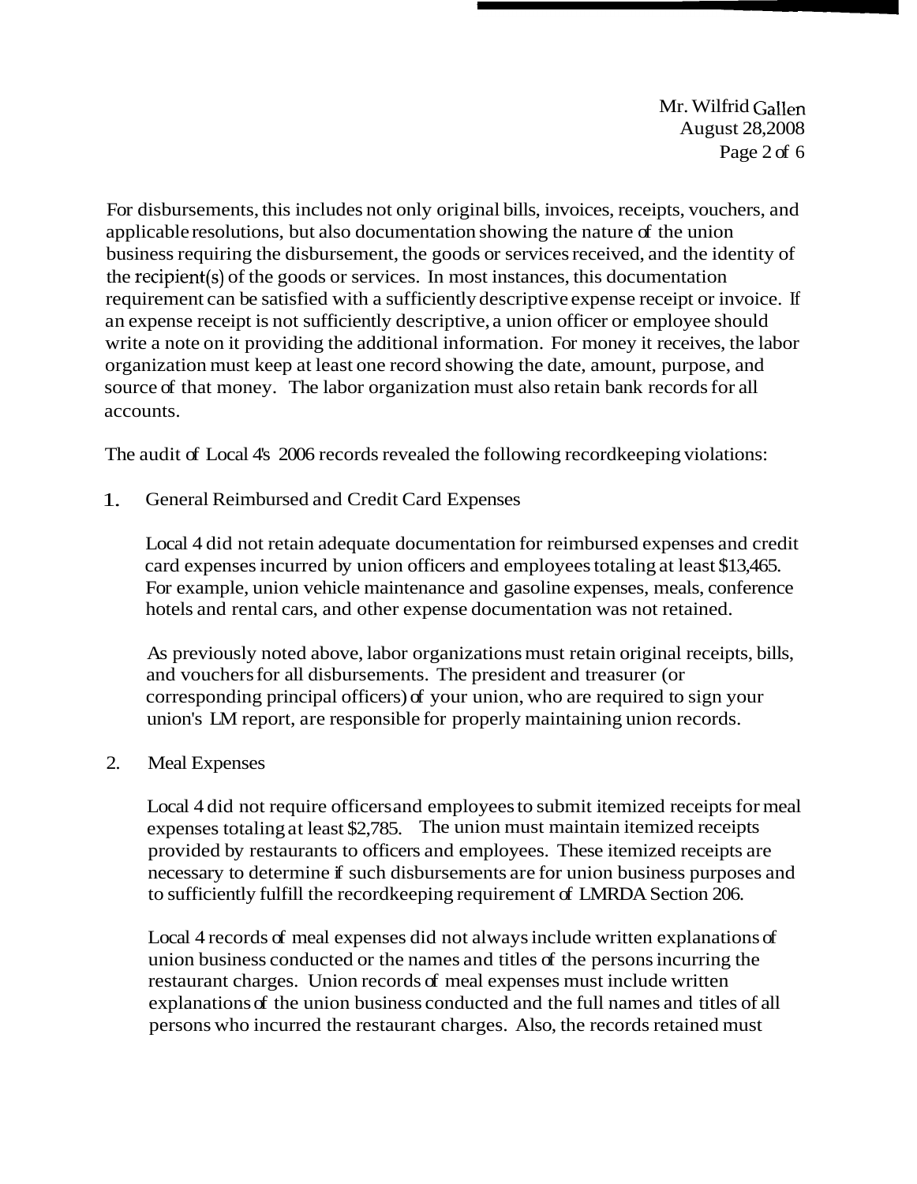For disbursements, this includes not only original bills, invoices, receipts, vouchers, and applicable resolutions, but also documentation showing the nature of the union business requiring the disbursement, the goods or services received, and the identity of the recipient(s) of the goods or services. In most instances, this documentation requirement can be satisfied with a sufficiently descriptive expense receipt or invoice. If an expense receipt is not sufficiently descriptive, a union officer or employee should write a note on it providing the additional information. For money it receives, the labor organization must keep at least one record showing the date, amount, purpose, and source of that money. The labor organization must also retain bank records for all accounts.

The audit of Local 4's 2006 records revealed the following recordkeeping violations:

1. General Reimbursed and Credit Card Expenses

   Local 4 did not retain adequate documentation for reimbursed expenses and credit card expenses incurred by union officers and employees totaling at least $13,465. For example, union vehicle maintenance and gasoline expenses, meals, conference hotels and rental cars, and other expense documentation was not retained.

   As previously noted above, labor organizations must retain original receipts, bills, and vouchers for all disbursements. The president and treasurer (or corresponding principal officers) of your union, who are required to sign your union's LM report, are responsible for properly maintaining union records.

2. Meal Expenses

   Local 4 did not require officers and employees to submit itemized receipts for meal expenses totaling at least $2,785. The union must maintain itemized receipts provided by restaurants to officers and employees. These itemized receipts are necessary to determine if such disbursements are for union business purposes and to sufficiently fulfill the recordkeeping requirement of LMRDA Section 206.

   Local 4 records of meal expenses did not always include written explanations of union business conducted or the names and titles of the persons incurring the restaurant charges. Union records of meal expenses must include written explanations of the union business conducted and the full names and titles of all persons who incurred the restaurant charges. Also, the records retained must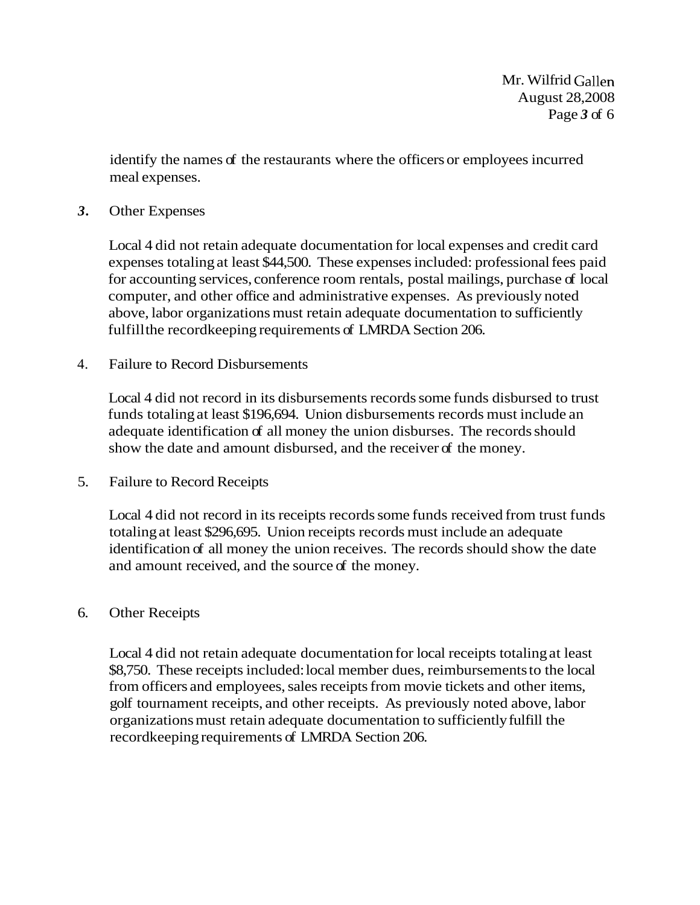identify the names of the restaurants where the officers or employees incurred meal expenses.

3. Other Expenses

Local 4 did not retain adequate documentation for local expenses and credit card expenses totaling at least $44,500. These expenses included: professional fees paid for accounting services, conference room rentals, postal mailings, purchase of local computer, and other office and administrative expenses. As previously noted above, labor organizations must retain adequate documentation to sufficiently fulfill the recordkeeping requirements of LMRDA Section 206.

4. Failure to Record Disbursements

Local 4 did not record in its disbursements records some funds disbursed to trust funds totaling at least $196,694. Union disbursements records must include an adequate identification of all money the union disburses. The records should show the date and amount disbursed, and the receiver of the money.

5. Failure to Record Receipts

Local 4 did not record in its receipts records some funds received from trust funds totaling at least $296,695. Union receipts records must include an adequate identification of all money the union receives. The records should show the date and amount received, and the source of the money.

6. Other Receipts

Local 4 did not retain adequate documentation for local receipts totaling at least $8,750. These receipts included: local member dues, reimbursements to the local from officers and employees, sales receipts from movie tickets and other items, golf tournament receipts, and other receipts. As previously noted above, labor organizations must retain adequate documentation to sufficiently fulfill the recordkeeping requirements of LMRDA Section 206.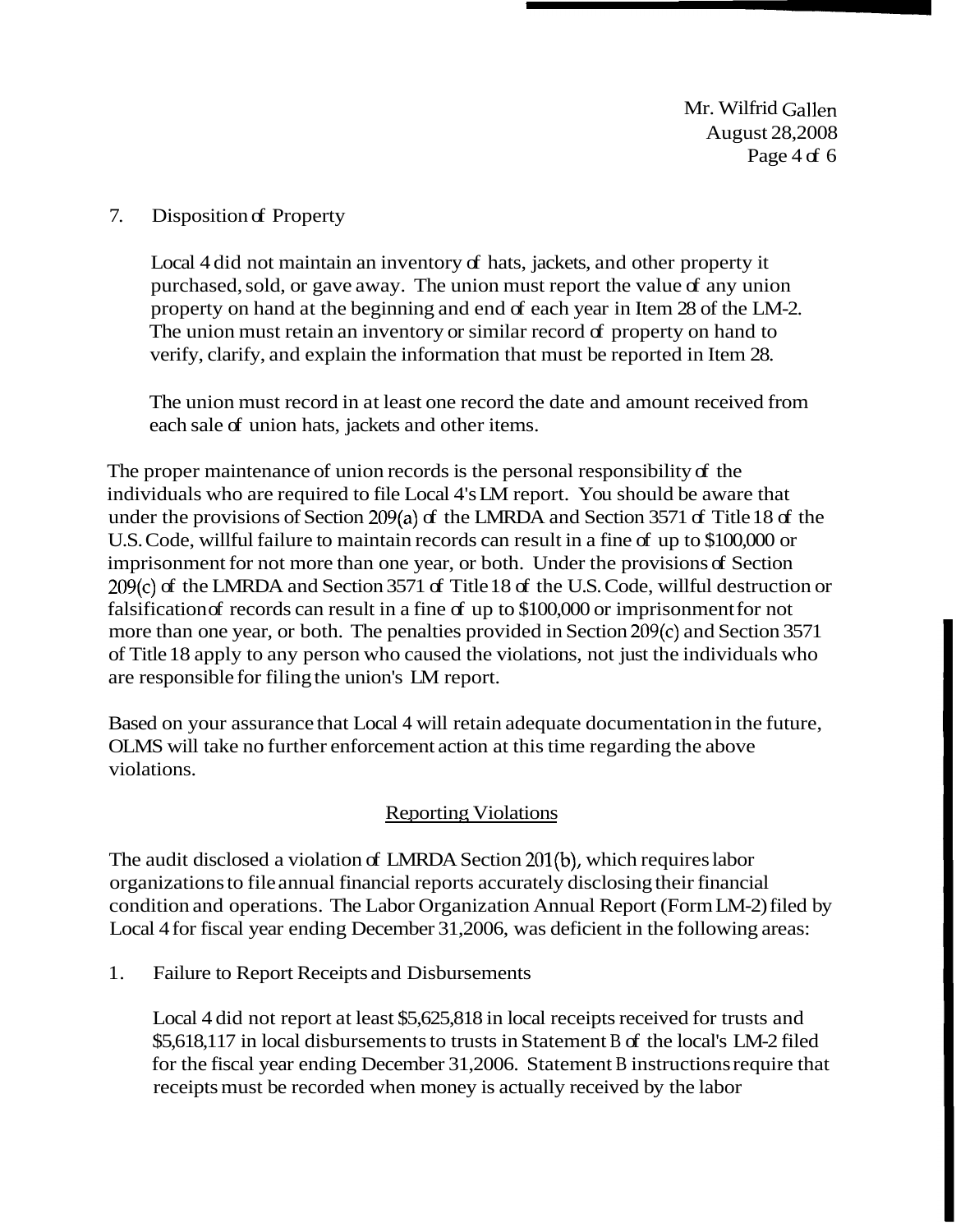7. Disposition of Property

   Local 4 did not maintain an inventory of hats, jackets, and other property it purchased, sold, or gave away. The union must report the value of any union property on hand at the beginning and end of each year in Item 28 of the LM-2. The union must retain an inventory or similar record of property on hand to verify, clarify, and explain the information that must be reported in Item 28.

   The union must record in at least one record the date and amount received from each sale of union hats, jackets and other items.

The proper maintenance of union records is the personal responsibility of the individuals who are required to file Local 4's LM report. You should be aware that under the provisions of Section 209(a) of the LMRDA and Section 3571 of Title 18 of the U.S. Code, willful failure to maintain records can result in a fine of up to $100,000 or imprisonment for not more than one year, or both. Under the provisions of Section 209(c) of the LMRDA and Section 3571 of Title 18 of the U.S. Code, willful destruction or falsification of records can result in a fine of up to $100,000 or imprisonment for not more than one year, or both. The penalties provided in Section 209(c) and Section 3571 of Title 18 apply to any person who caused the violations, not just the individuals who are responsible for filing the union's LM report.

Based on your assurance that Local 4 will retain adequate documentation in the future, OLMS will take no further enforcement action at this time regarding the above violations.

## Reporting Violations

The audit disclosed a violation of LMRDA Section 201(b), which requires labor organizations to file annual financial reports accurately disclosing their financial condition and operations. The Labor Organization Annual Report (Form LM-2) filed by Local 4 for fiscal year ending December 31, 2006, was deficient in the following areas:

1. Failure to Report Receipts and Disbursements

   Local 4 did not report at least $5,625,818 in local receipts received for trusts and $5,618,117 in local disbursements to trusts in Statement B of the local's LM-2 filed for the fiscal year ending December 31, 2006. Statement B instructions require that receipts must be recorded when money is actually received by the labor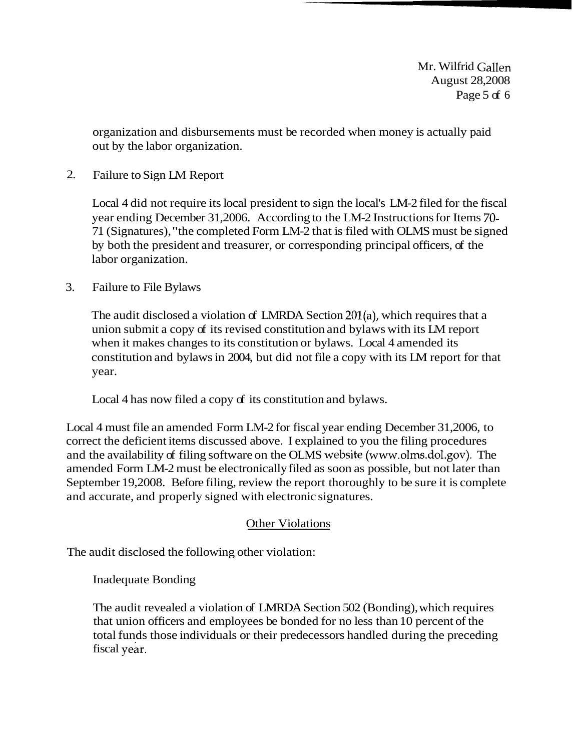organization and disbursements must be recorded when money is actually paid out by the labor organization.

2. Failure to Sign LM Report

   Local 4 did not require its local president to sign the local's LM-2 filed for the fiscal year ending December 31,2006. According to the LM-2 Instructions for Items 70-71 (Signatures), "the completed Form LM-2 that is filed with OLMS must be signed by both the president and treasurer, or corresponding principal officers, of the labor organization.

3. Failure to File Bylaws

   The audit disclosed a violation of LMRDA Section 201(a), which requires that a union submit a copy of its revised constitution and bylaws with its LM report when it makes changes to its constitution or bylaws. Local 4 amended its constitution and bylaws in 2004, but did not file a copy with its LM report for that year.

   Local 4 has now filed a copy of its constitution and bylaws.

Local 4 must file an amended Form LM-2 for fiscal year ending December 31,2006, to correct the deficient items discussed above. I explained to you the filing procedures and the availability of filing software on the OLMS website (www.olms.dol.gov). The amended Form LM-2 must be electronically filed as soon as possible, but not later than September 19,2008. Before filing, review the report thoroughly to be sure it is complete and accurate, and properly signed with electronic signatures.

## Other Violations

The audit disclosed the following other violation:

Inadequate Bonding

The audit revealed a violation of LMRDA Section 502 (Bonding), which requires that union officers and employees be bonded for no less than 10 percent of the total funds those individuals or their predecessors handled during the preceding fiscal year.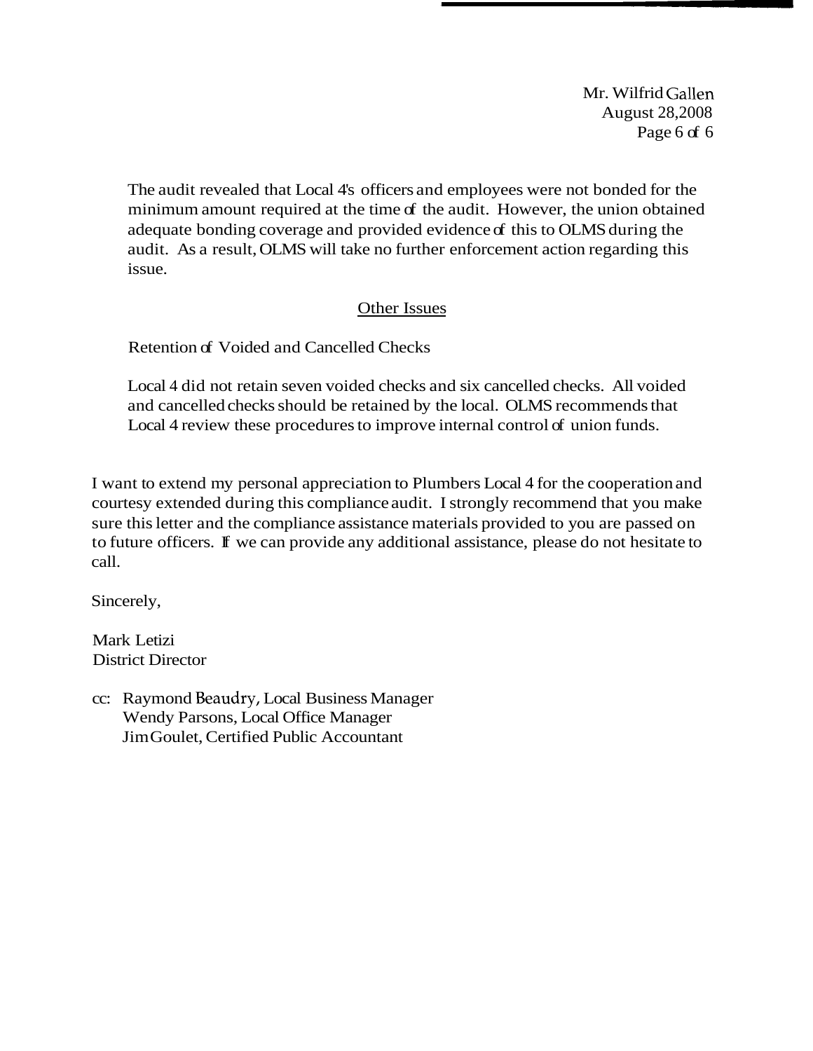The audit revealed that Local 4's officers and employees were not bonded for the minimum amount required at the time of the audit. However, the union obtained adequate bonding coverage and provided evidence of this to OLMS during the audit. As a result, OLMS will take no further enforcement action regarding this issue.

## Other Issues

Retention of Voided and Cancelled Checks

Local 4 did not retain seven voided checks and six cancelled checks. All voided and cancelled checks should be retained by the local. OLMS recommends that Local 4 review these procedures to improve internal control of union funds.

I want to extend my personal appreciation to Plumbers Local 4 for the cooperation and courtesy extended during this compliance audit. I strongly recommend that you make sure this letter and the compliance assistance materials provided to you are passed on to future officers. If we can provide any additional assistance, please do not hesitate to call.

Sincerely,

Mark Letizi
District Director

cc: Raymond Beaudry, Local Business Manager
Wendy Parsons, Local Office Manager
Jim Goulet, Certified Public Accountant